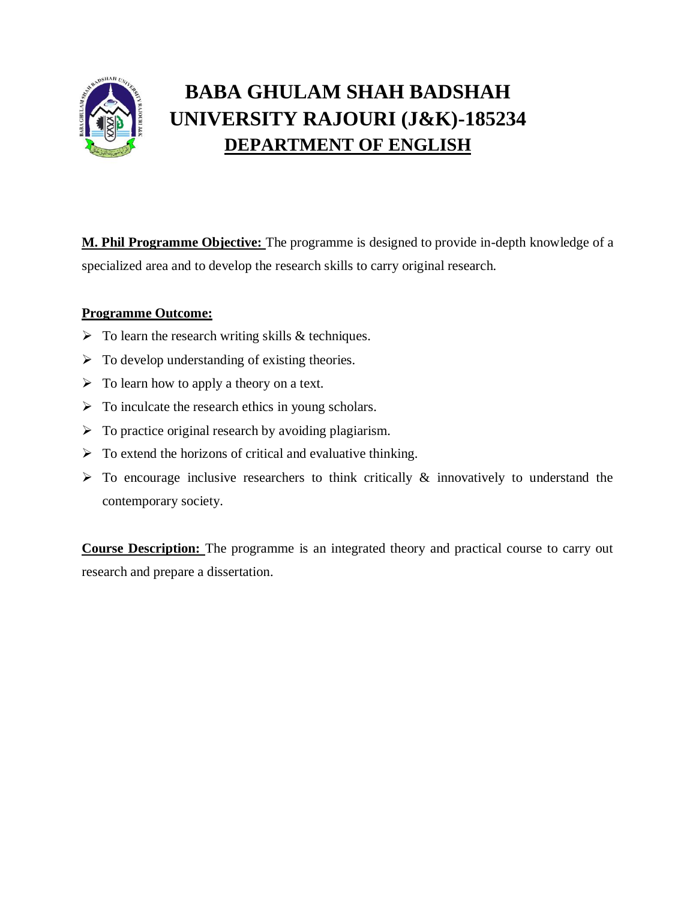# BABA GHULAM SHAH BADSHAH UNIVERSITY RAJOURI (J&K)-185234

## DEPARTMENT OF ENGLISH

**M. Phil Programme Objective:** The programme is designed to provide in-depth knowledge of a specialized area and to develop the research skills to carry original research.

**Programme Outcome:**

- To learn the research writing skills & techniques.
- To develop understanding of existing theories.
- To learn how to apply a theory on a text.
- To inculcate the research ethics in young scholars.
- To practice original research by avoiding plagiarism.
- To extend the horizons of critical and evaluative thinking.
- To encourage inclusive researchers to think critically & innovatively to understand the contemporary society.

**Course Description:** The programme is an integrated theory and practical course to carry out research and prepare a dissertation.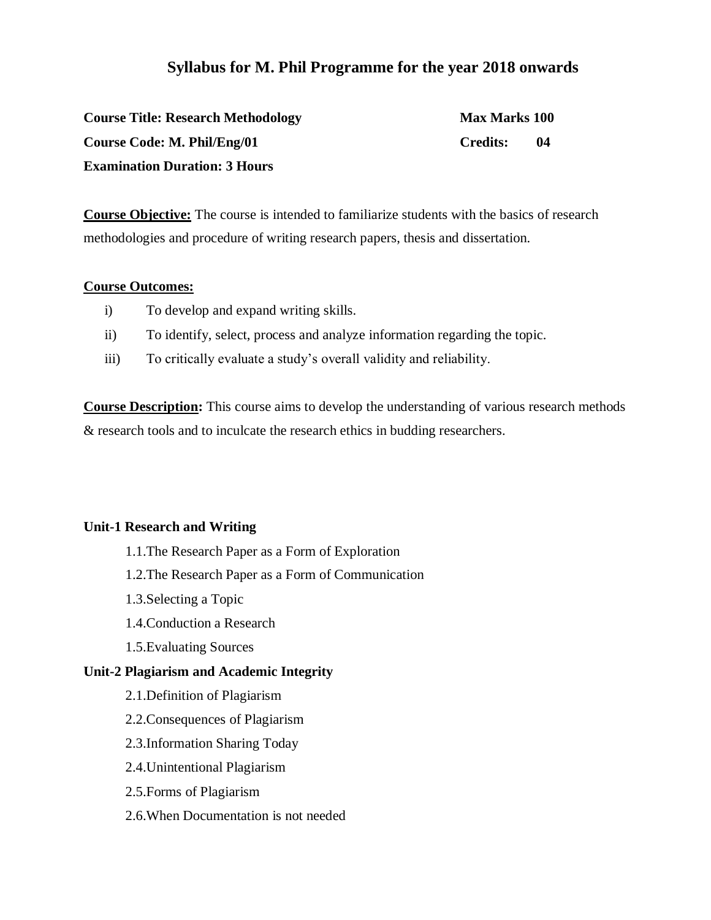# Syllabus for M. Phil Programme for the year 2018 onwards

**Course Title: Research Methodology** **Max Marks 100**

**Course Code: M. Phil/Eng/01** **Credits: 04**

**Examination Duration: 3 Hours**

**Course Objective:** The course is intended to familiarize students with the basics of research methodologies and procedure of writing research papers, thesis and dissertation.

**Course Outcomes:**

i) To develop and expand writing skills.

ii) To identify, select, process and analyze information regarding the topic.

iii) To critically evaluate a study's overall validity and reliability.

**Course Description:** This course aims to develop the understanding of various research methods & research tools and to inculcate the research ethics in budding researchers.

**Unit-1 Research and Writing**

1.1.The Research Paper as a Form of Exploration

1.2.The Research Paper as a Form of Communication

1.3.Selecting a Topic

1.4.Conduction a Research

1.5.Evaluating Sources

**Unit-2 Plagiarism and Academic Integrity**

2.1.Definition of Plagiarism

2.2.Consequences of Plagiarism

2.3.Information Sharing Today

2.4.Unintentional Plagiarism

2.5.Forms of Plagiarism

2.6.When Documentation is not needed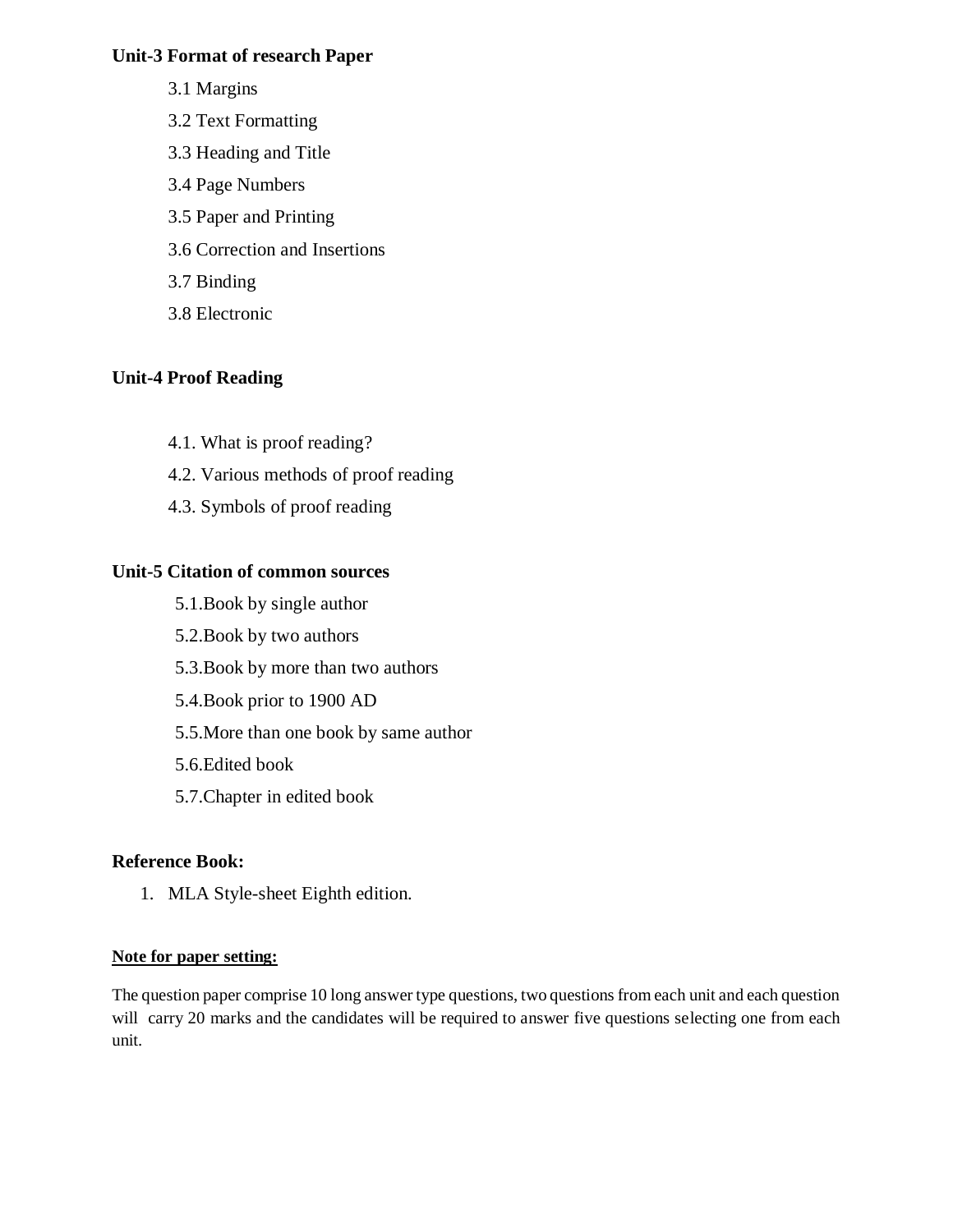**Unit-3 Format of research Paper**

3.1 Margins

3.2 Text Formatting

3.3 Heading and Title

3.4 Page Numbers

3.5 Paper and Printing

3.6 Correction and Insertions

3.7 Binding

3.8 Electronic

**Unit-4 Proof Reading**

4.1. What is proof reading?

4.2. Various methods of proof reading

4.3. Symbols of proof reading

**Unit-5 Citation of common sources**

5.1.Book by single author

5.2.Book by two authors

5.3.Book by more than two authors

5.4.Book prior to 1900 AD

5.5.More than one book by same author

5.6.Edited book

5.7.Chapter in edited book

**Reference Book:**

1. MLA Style-sheet Eighth edition.

**Note for paper setting:**

The question paper comprise 10 long answer type questions, two questions from each unit and each question will carry 20 marks and the candidates will be required to answer five questions selecting one from each unit.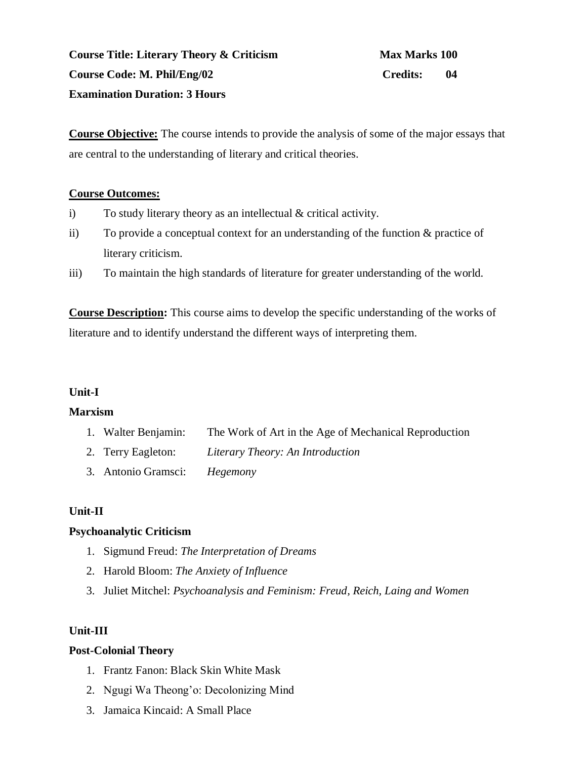**Course Title: Literary Theory & Criticism** **Max Marks 100**

**Course Code: M. Phil/Eng/02** **Credits: 04**

**Examination Duration: 3 Hours**

**Course Objective:** The course intends to provide the analysis of some of the major essays that are central to the understanding of literary and critical theories.

**Course Outcomes:**

i) To study literary theory as an intellectual & critical activity.

ii) To provide a conceptual context for an understanding of the function & practice of literary criticism.

iii) To maintain the high standards of literature for greater understanding of the world.

**Course Description:** This course aims to develop the specific understanding of the works of literature and to identify understand the different ways of interpreting them.

**Unit-I**

**Marxism**

1. Walter Benjamin: The Work of Art in the Age of Mechanical Reproduction
2. Terry Eagleton: *Literary Theory: An Introduction*
3. Antonio Gramsci: *Hegemony*

**Unit-II**

**Psychoanalytic Criticism**

1. Sigmund Freud: *The Interpretation of Dreams*
2. Harold Bloom: *The Anxiety of Influence*
3. Juliet Mitchel: *Psychoanalysis and Feminism: Freud, Reich, Laing and Women*

**Unit-III**

**Post-Colonial Theory**

1. Frantz Fanon: Black Skin White Mask
2. Ngugi Wa Theong'o: Decolonizing Mind
3. Jamaica Kincaid: A Small Place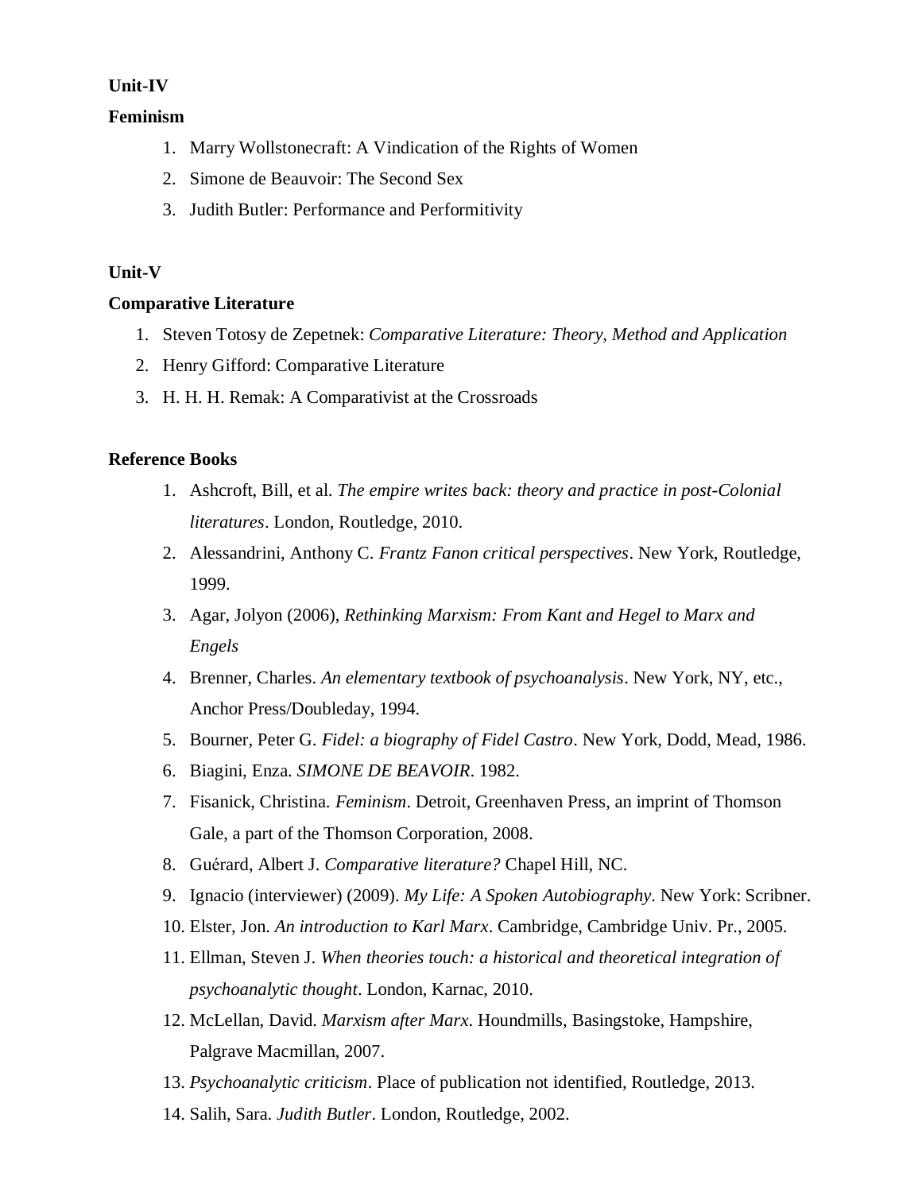**Unit-IV**

**Feminism**

1. Marry Wollstonecraft: A Vindication of the Rights of Women
2. Simone de Beauvoir: The Second Sex
3. Judith Butler: Performance and Performitivity

**Unit-V**

**Comparative Literature**

1. Steven Totosy de Zepetnek: *Comparative Literature: Theory, Method and Application*
2. Henry Gifford: Comparative Literature
3. H. H. H. Remak: A Comparativist at the Crossroads

**Reference Books**

1. Ashcroft, Bill, et al. *The empire writes back: theory and practice in post-Colonial literatures*. London, Routledge, 2010.
2. Alessandrini, Anthony C. *Frantz Fanon critical perspectives*. New York, Routledge, 1999.
3. Agar, Jolyon (2006), *Rethinking Marxism: From Kant and Hegel to Marx and Engels*
4. Brenner, Charles. *An elementary textbook of psychoanalysis*. New York, NY, etc., Anchor Press/Doubleday, 1994.
5. Bourner, Peter G. *Fidel: a biography of Fidel Castro*. New York, Dodd, Mead, 1986.
6. Biagini, Enza. *SIMONE DE BEAUVOIR*. 1982.
7. Fisanick, Christina. *Feminism*. Detroit, Greenhaven Press, an imprint of Thomson Gale, a part of the Thomson Corporation, 2008.
8. Guérard, Albert J. *Comparative literature?* Chapel Hill, NC.
9. Ignacio (interviewer) (2009). *My Life: A Spoken Autobiography*. New York: Scribner.
10. Elster, Jon. *An introduction to Karl Marx*. Cambridge, Cambridge Univ. Pr., 2005.
11. Ellman, Steven J. *When theories touch: a historical and theoretical integration of psychoanalytic thought*. London, Karnac, 2010.
12. McLellan, David. *Marxism after Marx*. Houndmills, Basingstoke, Hampshire, Palgrave Macmillan, 2007.
13. *Psychoanalytic criticism*. Place of publication not identified, Routledge, 2013.
14. Salih, Sara. *Judith Butler*. London, Routledge, 2002.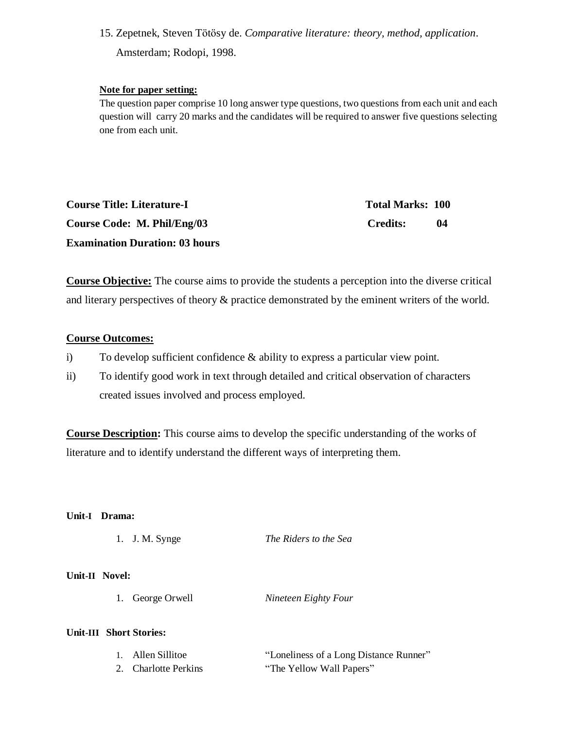15. Zepetnek, Steven Tötösy de. *Comparative literature: theory, method, application*. Amsterdam; Rodopi, 1998.

**Note for paper setting:**

The question paper comprise 10 long answer type questions, two questions from each unit and each question will carry 20 marks and the candidates will be required to answer five questions selecting one from each unit.

**Course Title: Literature-I** **Total Marks: 100**

**Course Code: M. Phil/Eng/03** **Credits: 04**

**Examination Duration: 03 hours**

**Course Objective:** The course aims to provide the students a perception into the diverse critical and literary perspectives of theory & practice demonstrated by the eminent writers of the world.

**Course Outcomes:**

i) To develop sufficient confidence & ability to express a particular view point.

ii) To identify good work in text through detailed and critical observation of characters created issues involved and process employed.

**Course Description:** This course aims to develop the specific understanding of the works of literature and to identify understand the different ways of interpreting them.

**Unit-I Drama:**

1. J. M. Synge — *The Riders to the Sea*

**Unit-II Novel:**

1. George Orwell — *Nineteen Eighty Four*

**Unit-III Short Stories:**

1. Allen Sillitoe — "Loneliness of a Long Distance Runner"
2. Charlotte Perkins — "The Yellow Wall Papers"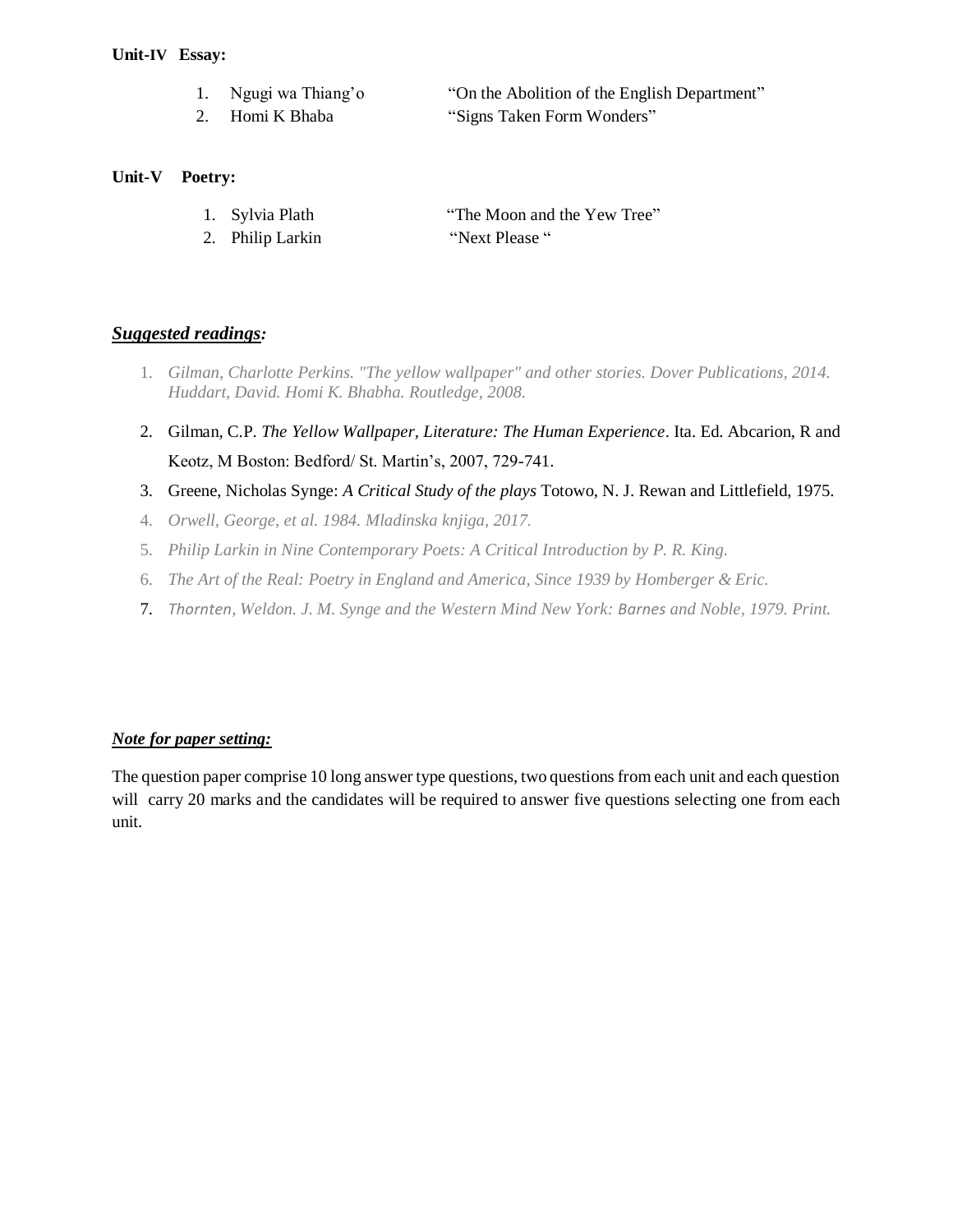**Unit-IV Essay:**

1. Ngugi wa Thiang'o — "On the Abolition of the English Department"
2. Homi K Bhaba — "Signs Taken Form Wonders"

**Unit-V Poetry:**

1. Sylvia Plath — "The Moon and the Yew Tree"
2. Philip Larkin — "Next Please "

***Suggested readings:***

1. *Gilman, Charlotte Perkins. "The yellow wallpaper" and other stories. Dover Publications, 2014. Huddart, David. Homi K. Bhabha. Routledge, 2008.*
2. Gilman, C.P. *The Yellow Wallpaper, Literature: The Human Experience*. Ita. Ed. Abcarion, R and Keotz, M Boston: Bedford/ St. Martin's, 2007, 729-741.
3. Greene, Nicholas Synge: *A Critical Study of the plays* Totowo, N. J. Rewan and Littlefield, 1975.
4. *Orwell, George, et al. 1984. Mladinska knjiga, 2017.*
5. *Philip Larkin in Nine Contemporary Poets: A Critical Introduction by P. R. King.*
6. *The Art of the Real: Poetry in England and America, Since 1939 by Homberger & Eric.*
7. *Thornten, Weldon. J. M. Synge and the Western Mind New York: Barnes and Noble, 1979. Print.*

***Note for paper setting:***

The question paper comprise 10 long answer type questions, two questions from each unit and each question will carry 20 marks and the candidates will be required to answer five questions selecting one from each unit.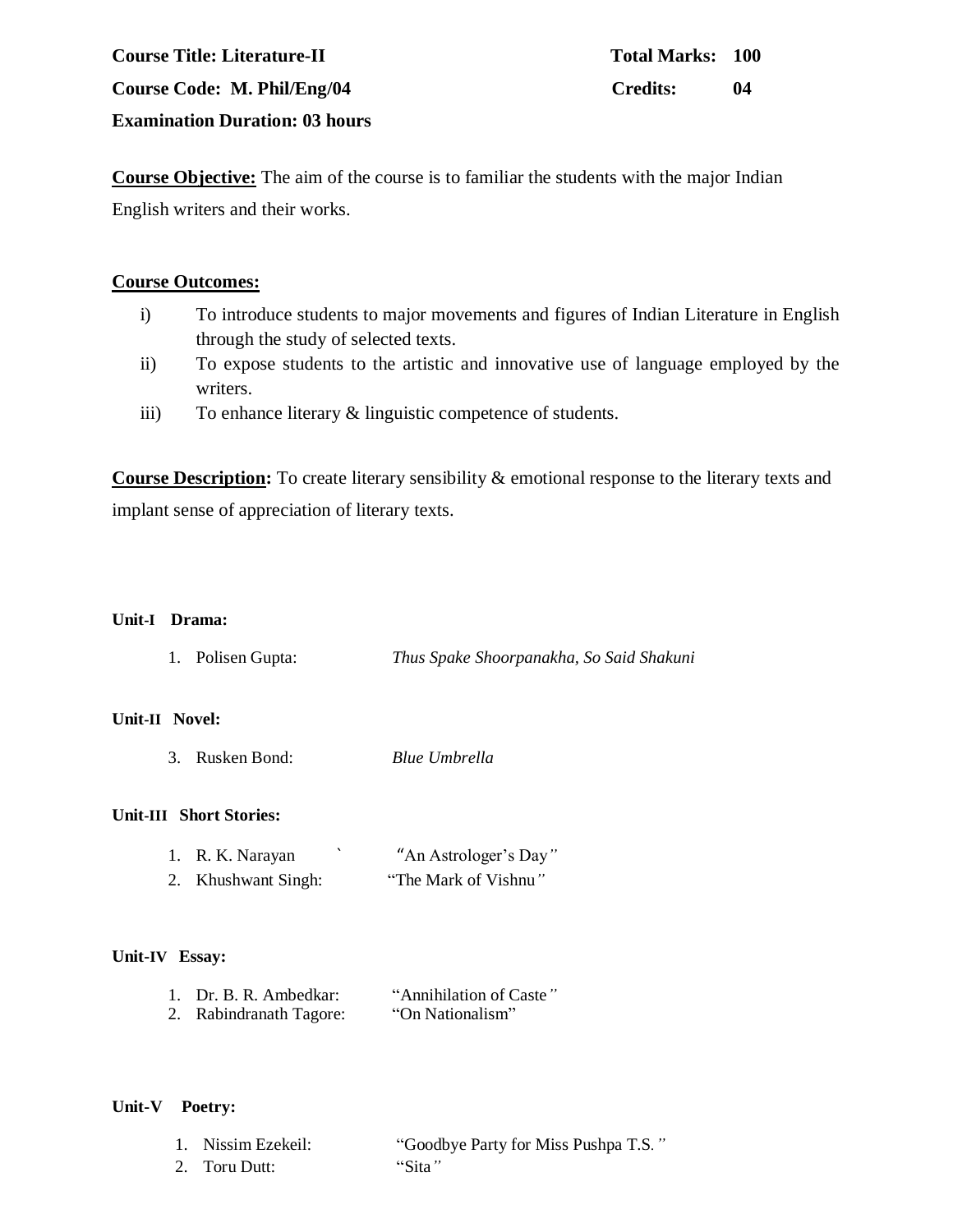**Course Title: Literature-II** **Total Marks: 100**

**Course Code: M. Phil/Eng/04** **Credits: 04**

**Examination Duration: 03 hours**

**Course Objective:** The aim of the course is to familiar the students with the major Indian English writers and their works.

**Course Outcomes:**

i) To introduce students to major movements and figures of Indian Literature in English through the study of selected texts.
ii) To expose students to the artistic and innovative use of language employed by the writers.
iii) To enhance literary & linguistic competence of students.

**Course Description:** To create literary sensibility & emotional response to the literary texts and implant sense of appreciation of literary texts.

**Unit-I Drama:**

1. Polisen Gupta: *Thus Spake Shoorpanakha, So Said Shakuni*

**Unit-II Novel:**

3. Rusken Bond: *Blue Umbrella*

**Unit-III Short Stories:**

1. R. K. Narayan ` "An Astrologer's Day"
2. Khushwant Singh: "The Mark of Vishnu"

**Unit-IV Essay:**

1. Dr. B. R. Ambedkar: "Annihilation of Caste"
2. Rabindranath Tagore: "On Nationalism"

**Unit-V Poetry:**

1. Nissim Ezekeil: "Goodbye Party for Miss Pushpa T.S."
2. Toru Dutt: "Sita"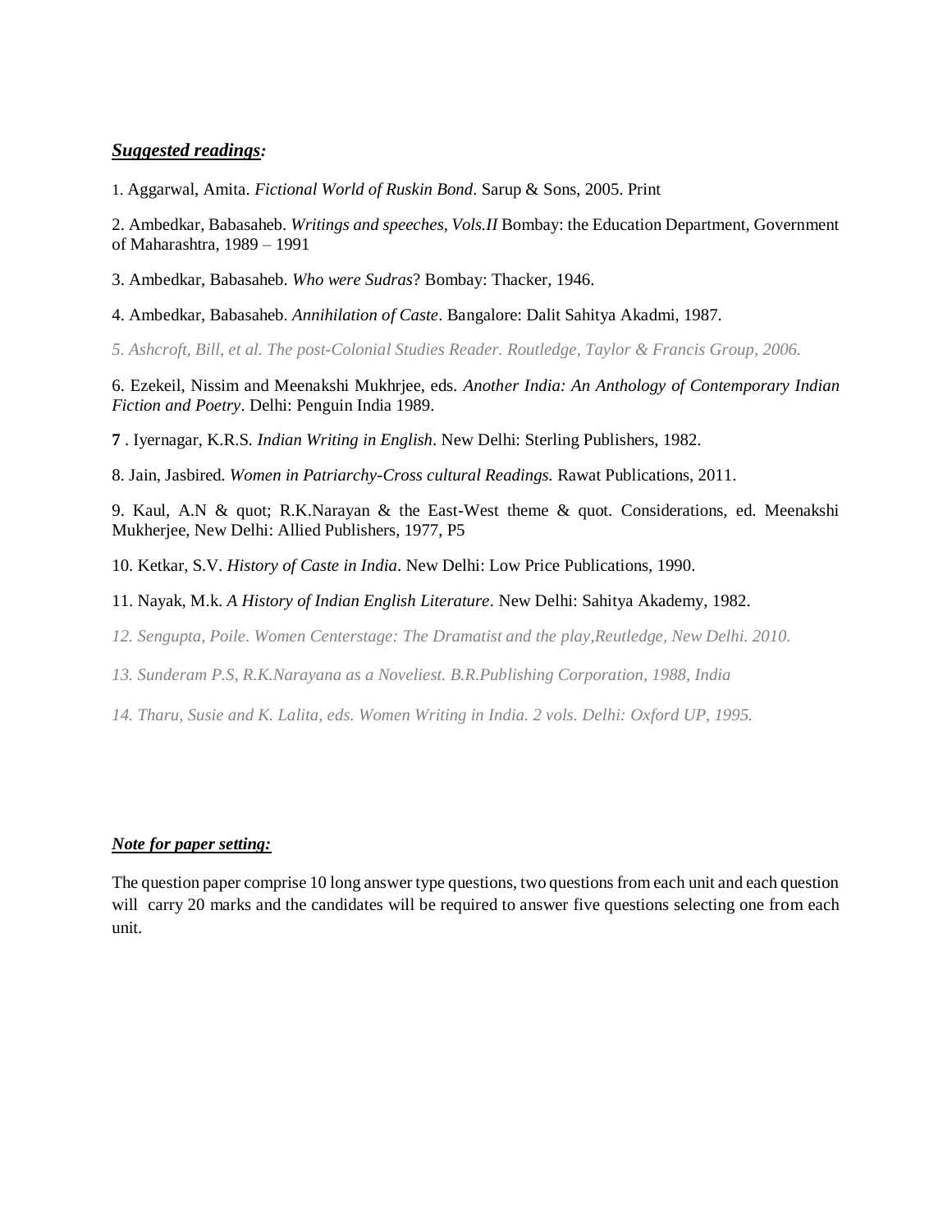***Suggested readings:***

1. Aggarwal, Amita. *Fictional World of Ruskin Bond*. Sarup & Sons, 2005. Print

2. Ambedkar, Babasaheb. *Writings and speeches, Vols.II* Bombay: the Education Department, Government of Maharashtra, 1989 – 1991

3. Ambedkar, Babasaheb. *Who were Sudras*? Bombay: Thacker, 1946.

4. Ambedkar, Babasaheb. *Annihilation of Caste*. Bangalore: Dalit Sahitya Akadmi, 1987.

*5. Ashcroft, Bill, et al. The post-Colonial Studies Reader. Routledge, Taylor & Francis Group, 2006.*

6. Ezekeil, Nissim and Meenakshi Mukhrjee, eds. *Another India: An Anthology of Contemporary Indian Fiction and Poetry*. Delhi: Penguin India 1989.

**7** . Iyernagar, K.R.S. *Indian Writing in English*. New Delhi: Sterling Publishers, 1982.

8. Jain, Jasbired. *Women in Patriarchy-Cross cultural Readings.* Rawat Publications, 2011.

9. Kaul, A.N & quot; R.K.Narayan & the East-West theme & quot. Considerations, ed. Meenakshi Mukherjee, New Delhi: Allied Publishers, 1977, P5

10. Ketkar, S.V. *History of Caste in India*. New Delhi: Low Price Publications, 1990.

11. Nayak, M.k. *A History of Indian English Literature*. New Delhi: Sahitya Akademy, 1982.

*12. Sengupta, Poile. Women Centerstage: The Dramatist and the play,Reutledge, New Delhi. 2010.*

*13. Sunderam P.S, R.K.Narayana as a Noveliest. B.R.Publishing Corporation, 1988, India*

*14. Tharu, Susie and K. Lalita, eds. Women Writing in India. 2 vols. Delhi: Oxford UP, 1995.*

***Note for paper setting:***

The question paper comprise 10 long answer type questions, two questions from each unit and each question will carry 20 marks and the candidates will be required to answer five questions selecting one from each unit.